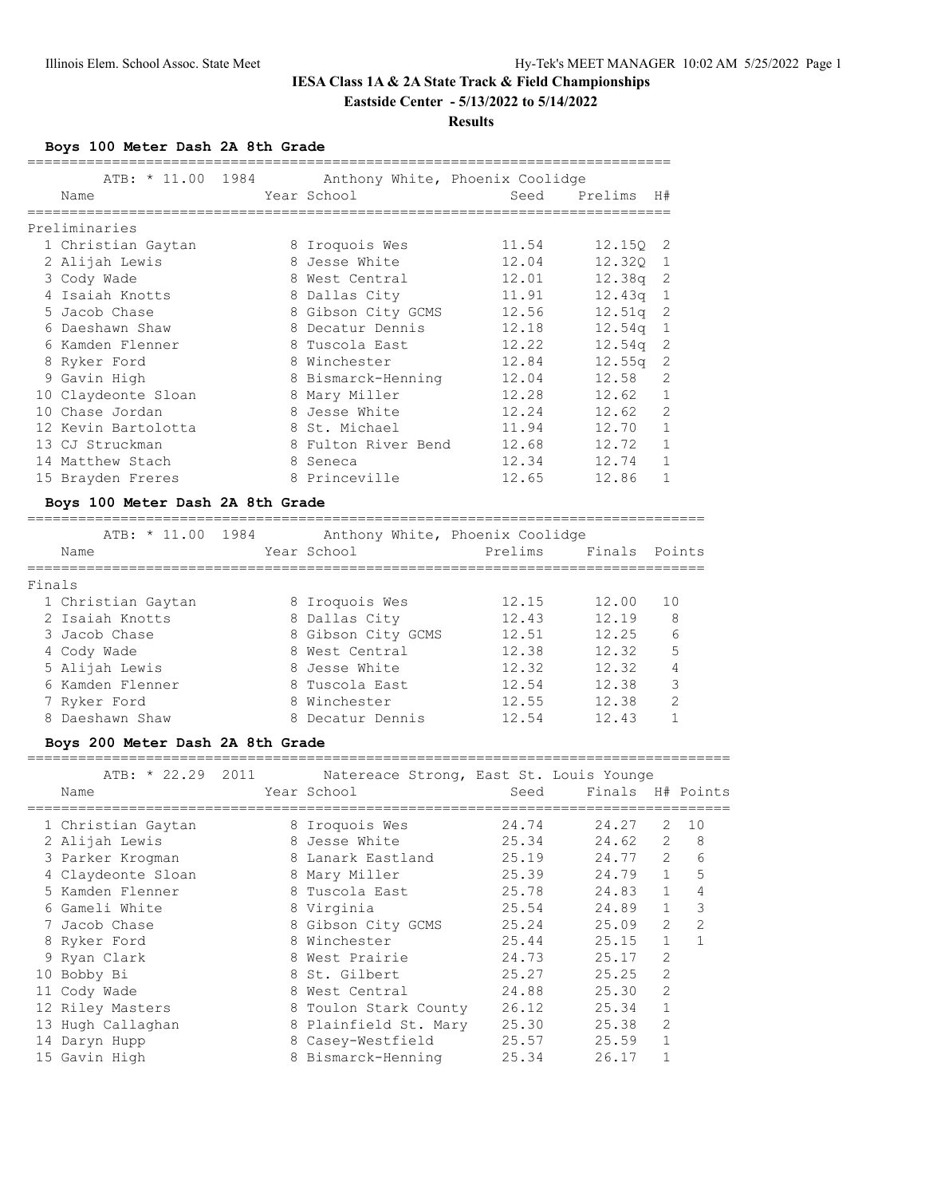# IESA Class 1A & 2A State Track & Field Championships

**Eastside Center - 5/13/2022 to 5/14/2022**

**Results**

### Boys 100 Meter Dash 2A 8th Grade

ATB: * 11.00 1984 Anthony White, Phoenix Coolidge

**Preliminaries**

| | Name | Year | School | Seed | Prelims | H# |
|---|---|---|---|---|---|---|
| 1 | Christian Gaytan | 8 | Iroquois Wes | 11.54 | 12.15Q | 2 |
| 2 | Alijah Lewis | 8 | Jesse White | 12.04 | 12.32Q | 1 |
| 3 | Cody Wade | 8 | West Central | 12.01 | 12.38q | 2 |
| 4 | Isaiah Knotts | 8 | Dallas City | 11.91 | 12.43q | 1 |
| 5 | Jacob Chase | 8 | Gibson City GCMS | 12.56 | 12.51q | 2 |
| 6 | Daeshawn Shaw | 8 | Decatur Dennis | 12.18 | 12.54q | 1 |
| 6 | Kamden Flenner | 8 | Tuscola East | 12.22 | 12.54q | 2 |
| 8 | Ryker Ford | 8 | Winchester | 12.84 | 12.55q | 2 |
| 9 | Gavin High | 8 | Bismarck-Henning | 12.04 | 12.58 | 2 |
| 10 | Claydeonte Sloan | 8 | Mary Miller | 12.28 | 12.62 | 1 |
| 10 | Chase Jordan | 8 | Jesse White | 12.24 | 12.62 | 2 |
| 12 | Kevin Bartolotta | 8 | St. Michael | 11.94 | 12.70 | 1 |
| 13 | CJ Struckman | 8 | Fulton River Bend | 12.68 | 12.72 | 1 |
| 14 | Matthew Stach | 8 | Seneca | 12.34 | 12.74 | 1 |
| 15 | Brayden Freres | 8 | Princeville | 12.65 | 12.86 | 1 |

### Boys 100 Meter Dash 2A 8th Grade

ATB: * 11.00 1984 Anthony White, Phoenix Coolidge

**Finals**

| | Name | Year | School | Prelims | Finals | Points |
|---|---|---|---|---|---|---|
| 1 | Christian Gaytan | 8 | Iroquois Wes | 12.15 | 12.00 | 10 |
| 2 | Isaiah Knotts | 8 | Dallas City | 12.43 | 12.19 | 8 |
| 3 | Jacob Chase | 8 | Gibson City GCMS | 12.51 | 12.25 | 6 |
| 4 | Cody Wade | 8 | West Central | 12.38 | 12.32 | 5 |
| 5 | Alijah Lewis | 8 | Jesse White | 12.32 | 12.32 | 4 |
| 6 | Kamden Flenner | 8 | Tuscola East | 12.54 | 12.38 | 3 |
| 7 | Ryker Ford | 8 | Winchester | 12.55 | 12.38 | 2 |
| 8 | Daeshawn Shaw | 8 | Decatur Dennis | 12.54 | 12.43 | 1 |

### Boys 200 Meter Dash 2A 8th Grade

ATB: * 22.29 2011 Natereace Strong, East St. Louis Younge

| | Name | Year | School | Seed | Finals | H# | Points |
|---|---|---|---|---|---|---|---|
| 1 | Christian Gaytan | 8 | Iroquois Wes | 24.74 | 24.27 | 2 | 10 |
| 2 | Alijah Lewis | 8 | Jesse White | 25.34 | 24.62 | 2 | 8 |
| 3 | Parker Krogman | 8 | Lanark Eastland | 25.19 | 24.77 | 2 | 6 |
| 4 | Claydeonte Sloan | 8 | Mary Miller | 25.39 | 24.79 | 1 | 5 |
| 5 | Kamden Flenner | 8 | Tuscola East | 25.78 | 24.83 | 1 | 4 |
| 6 | Gameli White | 8 | Virginia | 25.54 | 24.89 | 1 | 3 |
| 7 | Jacob Chase | 8 | Gibson City GCMS | 25.24 | 25.09 | 2 | 2 |
| 8 | Ryker Ford | 8 | Winchester | 25.44 | 25.15 | 1 | 1 |
| 9 | Ryan Clark | 8 | West Prairie | 24.73 | 25.17 | 2 | |
| 10 | Bobby Bi | 8 | St. Gilbert | 25.27 | 25.25 | 2 | |
| 11 | Cody Wade | 8 | West Central | 24.88 | 25.30 | 2 | |
| 12 | Riley Masters | 8 | Toulon Stark County | 26.12 | 25.34 | 1 | |
| 13 | Hugh Callaghan | 8 | Plainfield St. Mary | 25.30 | 25.38 | 2 | |
| 14 | Daryn Hupp | 8 | Casey-Westfield | 25.57 | 25.59 | 1 | |
| 15 | Gavin High | 8 | Bismarck-Henning | 25.34 | 26.17 | 1 | |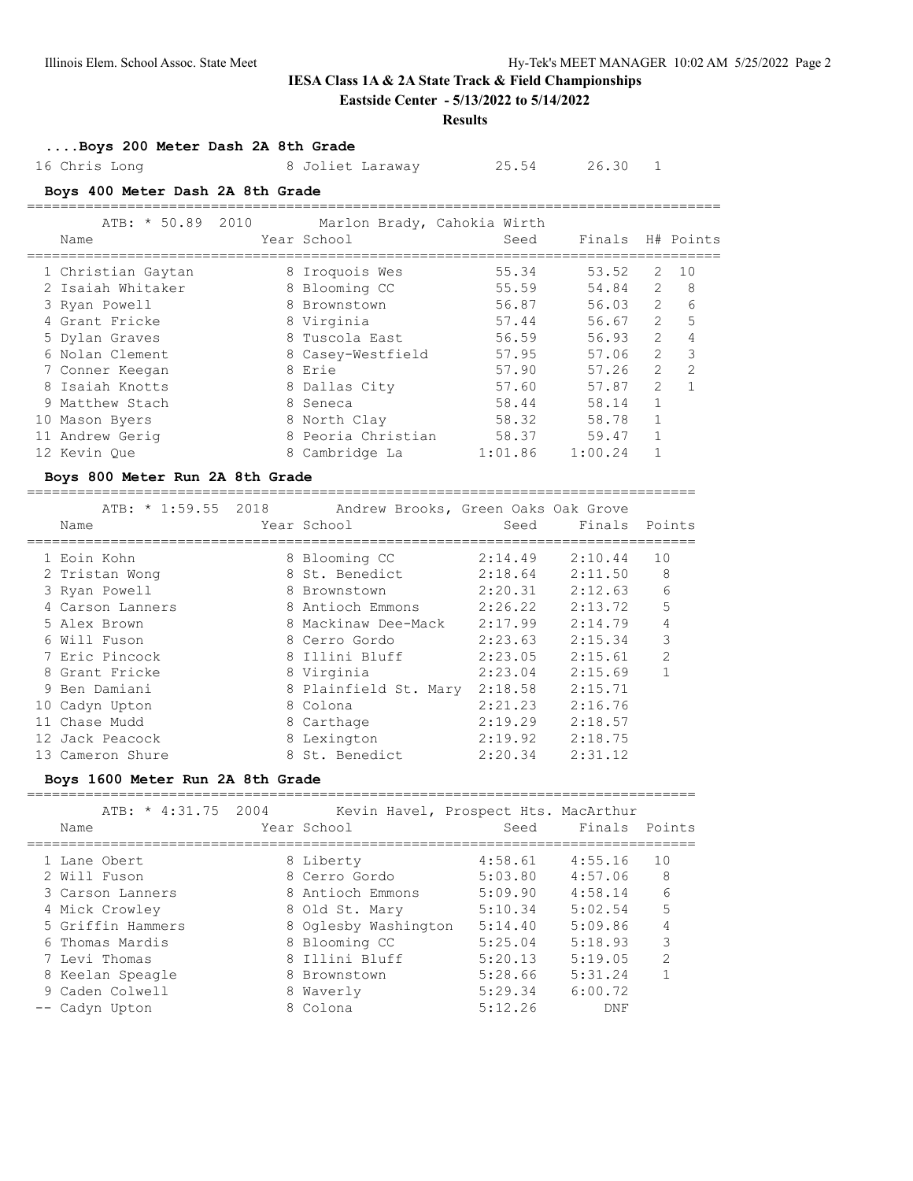## IESA Class 1A & 2A State Track & Field Championships

**Eastside Center - 5/13/2022 to 5/14/2022**

**Results**

### ....Boys 200 Meter Dash 2A 8th Grade

| Name | Year | School | Seed | Finals | H# | Points |
|---|---|---|---|---|---|---|
| 16 Chris Long | 8 | Joliet Laraway | 25.54 | 26.30 | 1 | |

### Boys 400 Meter Dash 2A 8th Grade

ATB: * 50.89 2010 Marlon Brady, Cahokia Wirth

| Name | Year | School | Seed | Finals | H# | Points |
|---|---|---|---|---|---|---|
| 1 Christian Gaytan | 8 | Iroquois Wes | 55.34 | 53.52 | 2 | 10 |
| 2 Isaiah Whitaker | 8 | Blooming CC | 55.59 | 54.84 | 2 | 8 |
| 3 Ryan Powell | 8 | Brownstown | 56.87 | 56.03 | 2 | 6 |
| 4 Grant Fricke | 8 | Virginia | 57.44 | 56.67 | 2 | 5 |
| 5 Dylan Graves | 8 | Tuscola East | 56.59 | 56.93 | 2 | 4 |
| 6 Nolan Clement | 8 | Casey-Westfield | 57.95 | 57.06 | 2 | 3 |
| 7 Conner Keegan | 8 | Erie | 57.90 | 57.26 | 2 | 2 |
| 8 Isaiah Knotts | 8 | Dallas City | 57.60 | 57.87 | 2 | 1 |
| 9 Matthew Stach | 8 | Seneca | 58.44 | 58.14 | 1 | |
| 10 Mason Byers | 8 | North Clay | 58.32 | 58.78 | 1 | |
| 11 Andrew Gerig | 8 | Peoria Christian | 58.37 | 59.47 | 1 | |
| 12 Kevin Que | 8 | Cambridge La | 1:01.86 | 1:00.24 | 1 | |

### Boys 800 Meter Run 2A 8th Grade

ATB: * 1:59.55 2018 Andrew Brooks, Green Oaks Oak Grove

| Name | Year | School | Seed | Finals | Points |
|---|---|---|---|---|---|
| 1 Eoin Kohn | 8 | Blooming CC | 2:14.49 | 2:10.44 | 10 |
| 2 Tristan Wong | 8 | St. Benedict | 2:18.64 | 2:11.50 | 8 |
| 3 Ryan Powell | 8 | Brownstown | 2:20.31 | 2:12.63 | 6 |
| 4 Carson Lanners | 8 | Antioch Emmons | 2:26.22 | 2:13.72 | 5 |
| 5 Alex Brown | 8 | Mackinaw Dee-Mack | 2:17.99 | 2:14.79 | 4 |
| 6 Will Fuson | 8 | Cerro Gordo | 2:23.63 | 2:15.34 | 3 |
| 7 Eric Pincock | 8 | Illini Bluff | 2:23.05 | 2:15.61 | 2 |
| 8 Grant Fricke | 8 | Virginia | 2:23.04 | 2:15.69 | 1 |
| 9 Ben Damiani | 8 | Plainfield St. Mary | 2:18.58 | 2:15.71 | |
| 10 Cadyn Upton | 8 | Colona | 2:21.23 | 2:16.76 | |
| 11 Chase Mudd | 8 | Carthage | 2:19.29 | 2:18.57 | |
| 12 Jack Peacock | 8 | Lexington | 2:19.92 | 2:18.75 | |
| 13 Cameron Shure | 8 | St. Benedict | 2:20.34 | 2:31.12 | |

### Boys 1600 Meter Run 2A 8th Grade

ATB: * 4:31.75 2004 Kevin Havel, Prospect Hts. MacArthur

| Name | Year | School | Seed | Finals | Points |
|---|---|---|---|---|---|
| 1 Lane Obert | 8 | Liberty | 4:58.61 | 4:55.16 | 10 |
| 2 Will Fuson | 8 | Cerro Gordo | 5:03.80 | 4:57.06 | 8 |
| 3 Carson Lanners | 8 | Antioch Emmons | 5:09.90 | 4:58.14 | 6 |
| 4 Mick Crowley | 8 | Old St. Mary | 5:10.34 | 5:02.54 | 5 |
| 5 Griffin Hammers | 8 | Oglesby Washington | 5:14.40 | 5:09.86 | 4 |
| 6 Thomas Mardis | 8 | Blooming CC | 5:25.04 | 5:18.93 | 3 |
| 7 Levi Thomas | 8 | Illini Bluff | 5:20.13 | 5:19.05 | 2 |
| 8 Keelan Speagle | 8 | Brownstown | 5:28.66 | 5:31.24 | 1 |
| 9 Caden Colwell | 8 | Waverly | 5:29.34 | 6:00.72 | |
| -- Cadyn Upton | 8 | Colona | 5:12.26 | DNF | |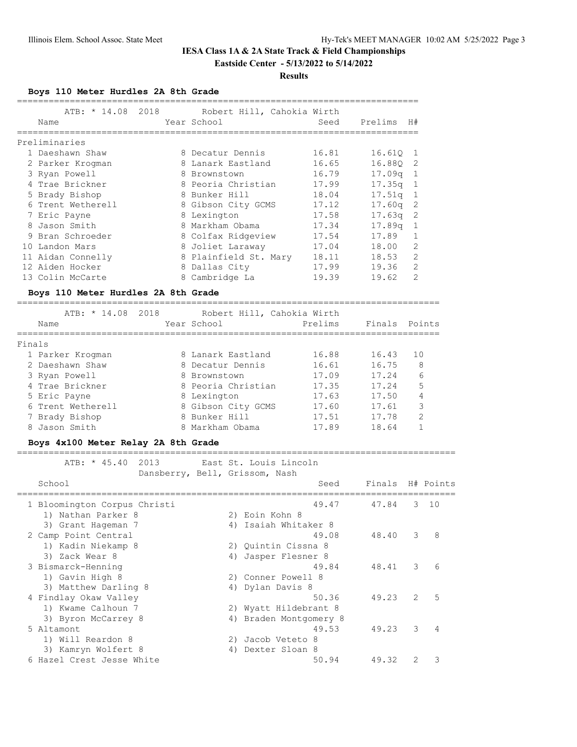**IESA Class 1A & 2A State Track & Field Championships**

**Eastside Center - 5/13/2022 to 5/14/2022**

**Results**

### Boys 110 Meter Hurdles 2A 8th Grade

ATB: * 14.08 2018 Robert Hill, Cahokia Wirth

**Preliminaries**

| Place | Name | Year | School | Seed | Prelims | H# |
|---|---|---|---|---|---|---|
| 1 | Daeshawn Shaw | 8 | Decatur Dennis | 16.81 | 16.61Q | 1 |
| 2 | Parker Krogman | 8 | Lanark Eastland | 16.65 | 16.88Q | 2 |
| 3 | Ryan Powell | 8 | Brownstown | 16.79 | 17.09q | 1 |
| 4 | Trae Brickner | 8 | Peoria Christian | 17.99 | 17.35q | 1 |
| 5 | Brady Bishop | 8 | Bunker Hill | 18.04 | 17.51q | 1 |
| 6 | Trent Wetherell | 8 | Gibson City GCMS | 17.12 | 17.60q | 2 |
| 7 | Eric Payne | 8 | Lexington | 17.58 | 17.63q | 2 |
| 8 | Jason Smith | 8 | Markham Obama | 17.34 | 17.89q | 1 |
| 9 | Bran Schroeder | 8 | Colfax Ridgeview | 17.54 | 17.89 | 1 |
| 10 | Landon Mars | 8 | Joliet Laraway | 17.04 | 18.00 | 2 |
| 11 | Aidan Connelly | 8 | Plainfield St. Mary | 18.11 | 18.53 | 2 |
| 12 | Aiden Hocker | 8 | Dallas City | 17.99 | 19.36 | 2 |
| 13 | Colin McCarte | 8 | Cambridge La | 19.39 | 19.62 | 2 |

### Boys 110 Meter Hurdles 2A 8th Grade

ATB: * 14.08 2018 Robert Hill, Cahokia Wirth

**Finals**

| Place | Name | Year | School | Prelims | Finals | Points |
|---|---|---|---|---|---|---|
| 1 | Parker Krogman | 8 | Lanark Eastland | 16.88 | 16.43 | 10 |
| 2 | Daeshawn Shaw | 8 | Decatur Dennis | 16.61 | 16.75 | 8 |
| 3 | Ryan Powell | 8 | Brownstown | 17.09 | 17.24 | 6 |
| 4 | Trae Brickner | 8 | Peoria Christian | 17.35 | 17.24 | 5 |
| 5 | Eric Payne | 8 | Lexington | 17.63 | 17.50 | 4 |
| 6 | Trent Wetherell | 8 | Gibson City GCMS | 17.60 | 17.61 | 3 |
| 7 | Brady Bishop | 8 | Bunker Hill | 17.51 | 17.78 | 2 |
| 8 | Jason Smith | 8 | Markham Obama | 17.89 | 18.64 | 1 |

### Boys 4x100 Meter Relay 2A 8th Grade

ATB: * 45.40 2013 East St. Louis Lincoln
Dansberry, Bell, Grissom, Nash

| Place | School | Seed | Finals | H# | Points |
|---|---|---|---|---|---|
| 1 | Bloomington Corpus Christi | 49.47 | 47.84 | 3 | 10 |
| | 1) Nathan Parker 8, 2) Eoin Kohn 8, 3) Grant Hageman 7, 4) Isaiah Whitaker 8 | | | | |
| 2 | Camp Point Central | 49.08 | 48.40 | 3 | 8 |
| | 1) Kadin Niekamp 8, 2) Quintin Cissna 8, 3) Zack Wear 8, 4) Jasper Flesner 8 | | | | |
| 3 | Bismarck-Henning | 49.84 | 48.41 | 3 | 6 |
| | 1) Gavin High 8, 2) Conner Powell 8, 3) Matthew Darling 8, 4) Dylan Davis 8 | | | | |
| 4 | Findlay Okaw Valley | 50.36 | 49.23 | 2 | 5 |
| | 1) Kwame Calhoun 7, 2) Wyatt Hildebrant 8, 3) Byron McCarrey 8, 4) Braden Montgomery 8 | | | | |
| 5 | Altamont | 49.53 | 49.23 | 3 | 4 |
| | 1) Will Reardon 8, 2) Jacob Veteto 8, 3) Kamryn Wolfert 8, 4) Dexter Sloan 8 | | | | |
| 6 | Hazel Crest Jesse White | 50.94 | 49.32 | 2 | 3 |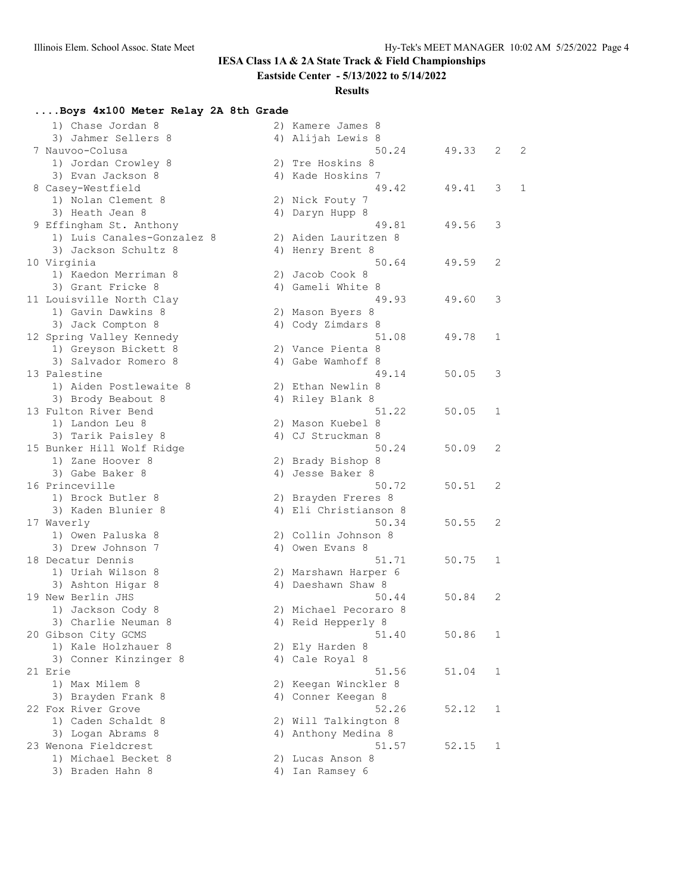# IESA Class 1A & 2A State Track & Field Championships

**Eastside Center - 5/13/2022 to 5/14/2022**

**Results**

### ....Boys 4x100 Meter Relay 2A 8th Grade

```
    1) Chase Jordan 8                  2) Kamere James 8
    3) Jahmer Sellers 8                4) Alijah Lewis 8
  7 Nauvoo-Colusa                                 50.24      49.33   2   2
    1) Jordan Crowley 8                2) Tre Hoskins 8
    3) Evan Jackson 8                  4) Kade Hoskins 7
  8 Casey-Westfield                               49.42      49.41   3   1
    1) Nolan Clement 8                 2) Nick Fouty 7
    3) Heath Jean 8                    4) Daryn Hupp 8
  9 Effingham St. Anthony                         49.81      49.56   3
    1) Luis Canales-Gonzalez 8         2) Aiden Lauritzen 8
    3) Jackson Schultz 8               4) Henry Brent 8
 10 Virginia                                      50.64      49.59   2
    1) Kaedon Merriman 8               2) Jacob Cook 8
    3) Grant Fricke 8                  4) Gameli White 8
 11 Louisville North Clay                         49.93      49.60   3
    1) Gavin Dawkins 8                 2) Mason Byers 8
    3) Jack Compton 8                  4) Cody Zimdars 8
 12 Spring Valley Kennedy                         51.08      49.78   1
    1) Greyson Bickett 8               2) Vance Pienta 8
    3) Salvador Romero 8               4) Gabe Wamhoff 8
 13 Palestine                                     49.14      50.05   3
    1) Aiden Postlewaite 8             2) Ethan Newlin 8
    3) Brody Beabout 8                 4) Riley Blank 8
 13 Fulton River Bend                             51.22      50.05   1
    1) Landon Leu 8                    2) Mason Kuebel 8
    3) Tarik Paisley 8                 4) CJ Struckman 8
 15 Bunker Hill Wolf Ridge                        50.24      50.09   2
    1) Zane Hoover 8                   2) Brady Bishop 8
    3) Gabe Baker 8                    4) Jesse Baker 8
 16 Princeville                                   50.72      50.51   2
    1) Brock Butler 8                  2) Brayden Freres 8
    3) Kaden Blunier 8                 4) Eli Christianson 8
 17 Waverly                                       50.34      50.55   2
    1) Owen Paluska 8                  2) Collin Johnson 8
    3) Drew Johnson 7                  4) Owen Evans 8
 18 Decatur Dennis                                51.71      50.75   1
    1) Uriah Wilson 8                  2) Marshawn Harper 6
    3) Ashton Higar 8                  4) Daeshawn Shaw 8
 19 New Berlin JHS                                50.44      50.84   2
    1) Jackson Cody 8                  2) Michael Pecoraro 8
    3) Charlie Neuman 8                4) Reid Hepperly 8
 20 Gibson City GCMS                              51.40      50.86   1
    1) Kale Holzhauer 8                2) Ely Harden 8
    3) Conner Kinzinger 8              4) Cale Royal 8
 21 Erie                                          51.56      51.04   1
    1) Max Milem 8                     2) Keegan Winckler 8
    3) Brayden Frank 8                 4) Conner Keegan 8
 22 Fox River Grove                               52.26      52.12   1
    1) Caden Schaldt 8                 2) Will Talkington 8
    3) Logan Abrams 8                  4) Anthony Medina 8
 23 Wenona Fieldcrest                             51.57      52.15   1
    1) Michael Becket 8                2) Lucas Anson 8
    3) Braden Hahn 8                   4) Ian Ramsey 6
```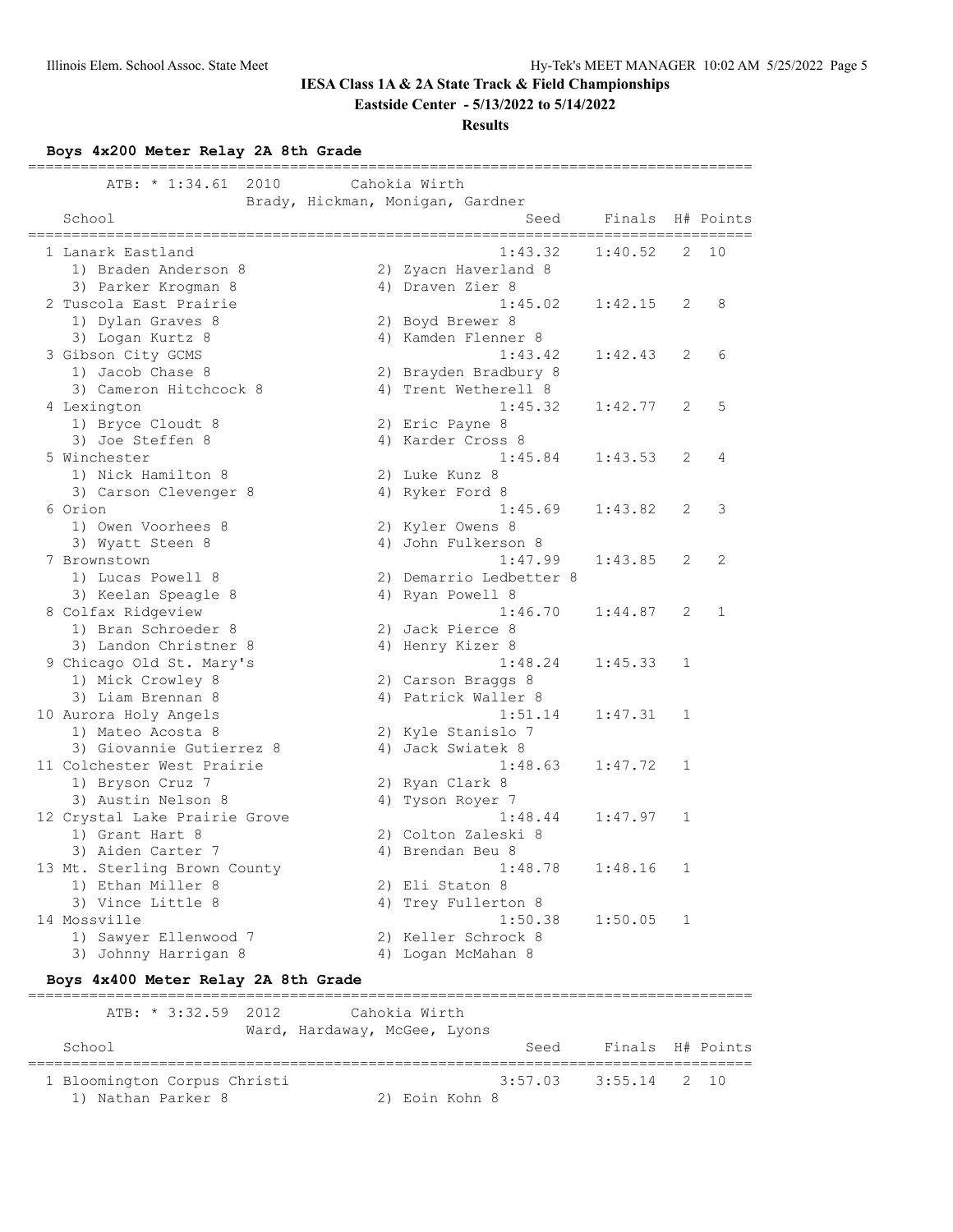**IESA Class 1A & 2A State Track & Field Championships**

**Eastside Center - 5/13/2022 to 5/14/2022**

**Results**

### Boys 4x200 Meter Relay 2A 8th Grade

ATB: * 1:34.61 2010 Cahokia Wirth
Brady, Hickman, Monigan, Gardner

| School | Seed | Finals | H# | Points |
|---|---|---|---|---|
| 1 Lanark Eastland | 1:43.32 | 1:40.52 | 2 | 10 |
| 1) Braden Anderson 8, 2) Zyacn Haverland 8, 3) Parker Krogman 8, 4) Draven Zier 8 | | | | |
| 2 Tuscola East Prairie | 1:45.02 | 1:42.15 | 2 | 8 |
| 1) Dylan Graves 8, 2) Boyd Brewer 8, 3) Logan Kurtz 8, 4) Kamden Flenner 8 | | | | |
| 3 Gibson City GCMS | 1:43.42 | 1:42.43 | 2 | 6 |
| 1) Jacob Chase 8, 2) Brayden Bradbury 8, 3) Cameron Hitchcock 8, 4) Trent Wetherell 8 | | | | |
| 4 Lexington | 1:45.32 | 1:42.77 | 2 | 5 |
| 1) Bryce Cloudt 8, 2) Eric Payne 8, 3) Joe Steffen 8, 4) Karder Cross 8 | | | | |
| 5 Winchester | 1:45.84 | 1:43.53 | 2 | 4 |
| 1) Nick Hamilton 8, 2) Luke Kunz 8, 3) Carson Clevenger 8, 4) Ryker Ford 8 | | | | |
| 6 Orion | 1:45.69 | 1:43.82 | 2 | 3 |
| 1) Owen Voorhees 8, 2) Kyler Owens 8, 3) Wyatt Steen 8, 4) John Fulkerson 8 | | | | |
| 7 Brownstown | 1:47.99 | 1:43.85 | 2 | 2 |
| 1) Lucas Powell 8, 2) Demarrio Ledbetter 8, 3) Keelan Speagle 8, 4) Ryan Powell 8 | | | | |
| 8 Colfax Ridgeview | 1:46.70 | 1:44.87 | 2 | 1 |
| 1) Bran Schroeder 8, 2) Jack Pierce 8, 3) Landon Christner 8, 4) Henry Kizer 8 | | | | |
| 9 Chicago Old St. Mary's | 1:48.24 | 1:45.33 | 1 | |
| 1) Mick Crowley 8, 2) Carson Braggs 8, 3) Liam Brennan 8, 4) Patrick Waller 8 | | | | |
| 10 Aurora Holy Angels | 1:51.14 | 1:47.31 | 1 | |
| 1) Mateo Acosta 8, 2) Kyle Stanislo 7, 3) Giovannie Gutierrez 8, 4) Jack Swiatek 8 | | | | |
| 11 Colchester West Prairie | 1:48.63 | 1:47.72 | 1 | |
| 1) Bryson Cruz 7, 2) Ryan Clark 8, 3) Austin Nelson 8, 4) Tyson Royer 7 | | | | |
| 12 Crystal Lake Prairie Grove | 1:48.44 | 1:47.97 | 1 | |
| 1) Grant Hart 8, 2) Colton Zaleski 8, 3) Aiden Carter 7, 4) Brendan Beu 8 | | | | |
| 13 Mt. Sterling Brown County | 1:48.78 | 1:48.16 | 1 | |
| 1) Ethan Miller 8, 2) Eli Staton 8, 3) Vince Little 8, 4) Trey Fullerton 8 | | | | |
| 14 Mossville | 1:50.38 | 1:50.05 | 1 | |
| 1) Sawyer Ellenwood 7, 2) Keller Schrock 8, 3) Johnny Harrigan 8, 4) Logan McMahan 8 | | | | |

### Boys 4x400 Meter Relay 2A 8th Grade

ATB: * 3:32.59 2012 Cahokia Wirth
Ward, Hardaway, McGee, Lyons

| School | Seed | Finals | H# | Points |
|---|---|---|---|---|
| 1 Bloomington Corpus Christi | 3:57.03 | 3:55.14 | 2 | 10 |
| 1) Nathan Parker 8, 2) Eoin Kohn 8 | | | | |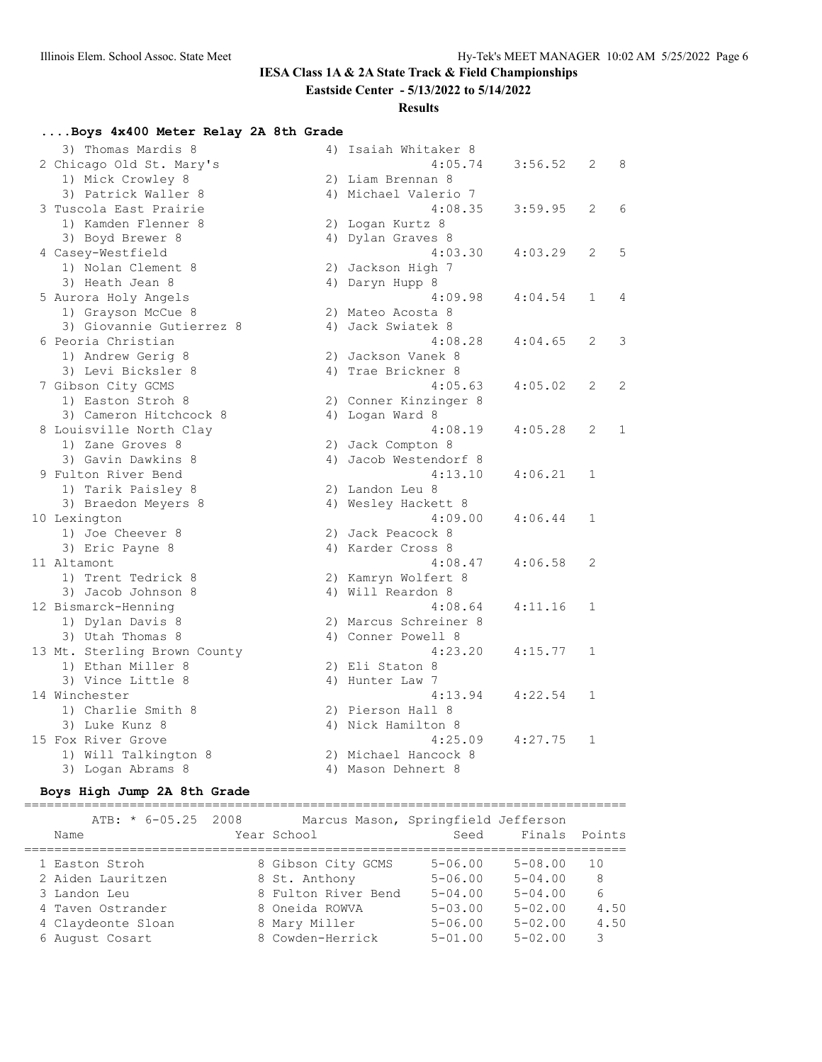**IESA Class 1A & 2A State Track & Field Championships**

**Eastside Center - 5/13/2022 to 5/14/2022**

**Results**

### ....Boys 4x400 Meter Relay 2A 8th Grade

```
   3) Thomas Mardis 8                 4) Isaiah Whitaker 8
 2 Chicago Old St. Mary's                    4:05.74    3:56.52   2   8
   1) Mick Crowley 8                  2) Liam Brennan 8
   3) Patrick Waller 8                4) Michael Valerio 7
 3 Tuscola East Prairie                      4:08.35    3:59.95   2   6
   1) Kamden Flenner 8                2) Logan Kurtz 8
   3) Boyd Brewer 8                   4) Dylan Graves 8
 4 Casey-Westfield                           4:03.30    4:03.29   2   5
   1) Nolan Clement 8                 2) Jackson High 7
   3) Heath Jean 8                    4) Daryn Hupp 8
 5 Aurora Holy Angels                        4:09.98    4:04.54   1   4
   1) Grayson McCue 8                 2) Mateo Acosta 8
   3) Giovannie Gutierrez 8           4) Jack Swiatek 8
 6 Peoria Christian                          4:08.28    4:04.65   2   3
   1) Andrew Gerig 8                  2) Jackson Vanek 8
   3) Levi Bicksler 8                 4) Trae Brickner 8
 7 Gibson City GCMS                          4:05.63    4:05.02   2   2
   1) Easton Stroh 8                  2) Conner Kinzinger 8
   3) Cameron Hitchcock 8             4) Logan Ward 8
 8 Louisville North Clay                     4:08.19    4:05.28   2   1
   1) Zane Groves 8                   2) Jack Compton 8
   3) Gavin Dawkins 8                 4) Jacob Westendorf 8
 9 Fulton River Bend                         4:13.10    4:06.21   1
   1) Tarik Paisley 8                 2) Landon Leu 8
   3) Braedon Meyers 8                4) Wesley Hackett 8
10 Lexington                                 4:09.00    4:06.44   1
   1) Joe Cheever 8                   2) Jack Peacock 8
   3) Eric Payne 8                    4) Karder Cross 8
11 Altamont                                  4:08.47    4:06.58   2
   1) Trent Tedrick 8                 2) Kamryn Wolfert 8
   3) Jacob Johnson 8                 4) Will Reardon 8
12 Bismarck-Henning                          4:08.64    4:11.16   1
   1) Dylan Davis 8                   2) Marcus Schreiner 8
   3) Utah Thomas 8                   4) Conner Powell 8
13 Mt. Sterling Brown County                 4:23.20    4:15.77   1
   1) Ethan Miller 8                  2) Eli Staton 8
   3) Vince Little 8                  4) Hunter Law 7
14 Winchester                                4:13.94    4:22.54   1
   1) Charlie Smith 8                 2) Pierson Hall 8
   3) Luke Kunz 8                     4) Nick Hamilton 8
15 Fox River Grove                           4:25.09    4:27.75   1
   1) Will Talkington 8               2) Michael Hancock 8
   3) Logan Abrams 8                  4) Mason Dehnert 8
```

### Boys High Jump 2A 8th Grade

ATB: * 6-05.25 2008 Marcus Mason, Springfield Jefferson

| | Name | Year | School | Seed | Finals | Points |
|---|---|---|---|---|---|---|
| 1 | Easton Stroh | 8 | Gibson City GCMS | 5-06.00 | 5-08.00 | 10 |
| 2 | Aiden Lauritzen | 8 | St. Anthony | 5-06.00 | 5-04.00 | 8 |
| 3 | Landon Leu | 8 | Fulton River Bend | 5-04.00 | 5-04.00 | 6 |
| 4 | Taven Ostrander | 8 | Oneida ROWVA | 5-03.00 | 5-02.00 | 4.50 |
| 4 | Claydeonte Sloan | 8 | Mary Miller | 5-06.00 | 5-02.00 | 4.50 |
| 6 | August Cosart | 8 | Cowden-Herrick | 5-01.00 | 5-02.00 | 3 |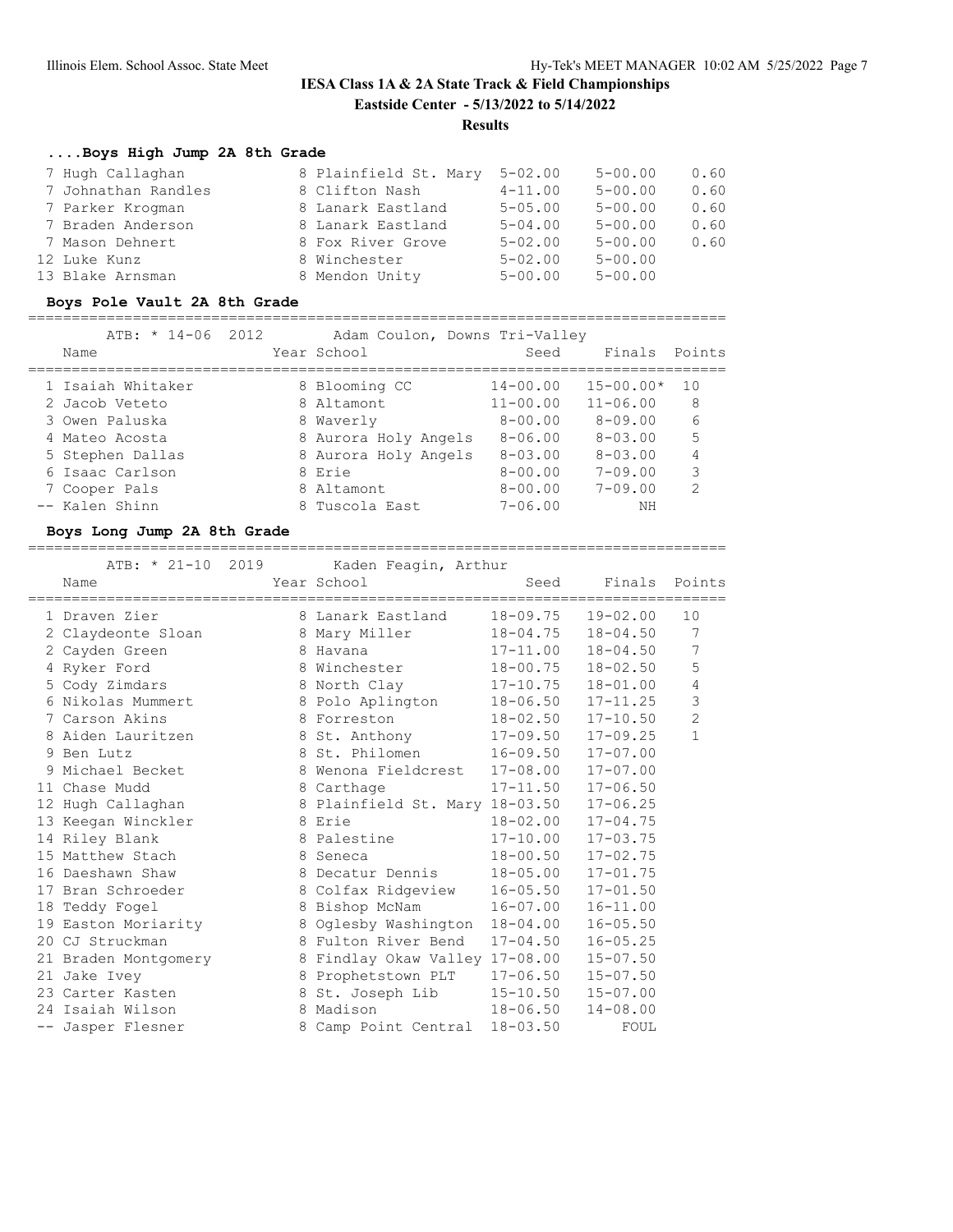# IESA Class 1A & 2A State Track & Field Championships

**Eastside Center - 5/13/2022 to 5/14/2022**

**Results**

### ....Boys High Jump 2A 8th Grade

| Place | Name | Year | School | Seed | Finals | Points |
|---|---|---|---|---|---|---|
| 7 | Hugh Callaghan | 8 | Plainfield St. Mary | 5-02.00 | 5-00.00 | 0.60 |
| 7 | Johnathan Randles | 8 | Clifton Nash | 4-11.00 | 5-00.00 | 0.60 |
| 7 | Parker Krogman | 8 | Lanark Eastland | 5-05.00 | 5-00.00 | 0.60 |
| 7 | Braden Anderson | 8 | Lanark Eastland | 5-04.00 | 5-00.00 | 0.60 |
| 7 | Mason Dehnert | 8 | Fox River Grove | 5-02.00 | 5-00.00 | 0.60 |
| 12 | Luke Kunz | 8 | Winchester | 5-02.00 | 5-00.00 | |
| 13 | Blake Arnsman | 8 | Mendon Unity | 5-00.00 | 5-00.00 | |

### Boys Pole Vault 2A 8th Grade

ATB: * 14-06 2012 Adam Coulon, Downs Tri-Valley

| Place | Name | Year | School | Seed | Finals | Points |
|---|---|---|---|---|---|---|
| 1 | Isaiah Whitaker | 8 | Blooming CC | 14-00.00 | 15-00.00* | 10 |
| 2 | Jacob Veteto | 8 | Altamont | 11-00.00 | 11-06.00 | 8 |
| 3 | Owen Paluska | 8 | Waverly | 8-00.00 | 8-09.00 | 6 |
| 4 | Mateo Acosta | 8 | Aurora Holy Angels | 8-06.00 | 8-03.00 | 5 |
| 5 | Stephen Dallas | 8 | Aurora Holy Angels | 8-03.00 | 8-03.00 | 4 |
| 6 | Isaac Carlson | 8 | Erie | 8-00.00 | 7-09.00 | 3 |
| 7 | Cooper Pals | 8 | Altamont | 8-00.00 | 7-09.00 | 2 |
| -- | Kalen Shinn | 8 | Tuscola East | 7-06.00 | NH | |

### Boys Long Jump 2A 8th Grade

ATB: * 21-10 2019 Kaden Feagin, Arthur

| Place | Name | Year | School | Seed | Finals | Points |
|---|---|---|---|---|---|---|
| 1 | Draven Zier | 8 | Lanark Eastland | 18-09.75 | 19-02.00 | 10 |
| 2 | Claydeonte Sloan | 8 | Mary Miller | 18-04.75 | 18-04.50 | 7 |
| 2 | Cayden Green | 8 | Havana | 17-11.00 | 18-04.50 | 7 |
| 4 | Ryker Ford | 8 | Winchester | 18-00.75 | 18-02.50 | 5 |
| 5 | Cody Zimdars | 8 | North Clay | 17-10.75 | 18-01.00 | 4 |
| 6 | Nikolas Mummert | 8 | Polo Aplington | 18-06.50 | 17-11.25 | 3 |
| 7 | Carson Akins | 8 | Forreston | 18-02.50 | 17-10.50 | 2 |
| 8 | Aiden Lauritzen | 8 | St. Anthony | 17-09.50 | 17-09.25 | 1 |
| 9 | Ben Lutz | 8 | St. Philomen | 16-09.50 | 17-07.00 | |
| 9 | Michael Becket | 8 | Wenona Fieldcrest | 17-08.00 | 17-07.00 | |
| 11 | Chase Mudd | 8 | Carthage | 17-11.50 | 17-06.50 | |
| 12 | Hugh Callaghan | 8 | Plainfield St. Mary | 18-03.50 | 17-06.25 | |
| 13 | Keegan Winckler | 8 | Erie | 18-02.00 | 17-04.75 | |
| 14 | Riley Blank | 8 | Palestine | 17-10.00 | 17-03.75 | |
| 15 | Matthew Stach | 8 | Seneca | 18-00.50 | 17-02.75 | |
| 16 | Daeshawn Shaw | 8 | Decatur Dennis | 18-05.00 | 17-01.75 | |
| 17 | Bran Schroeder | 8 | Colfax Ridgeview | 16-05.50 | 17-01.50 | |
| 18 | Teddy Fogel | 8 | Bishop McNam | 16-07.00 | 16-11.00 | |
| 19 | Easton Moriarity | 8 | Oglesby Washington | 18-04.00 | 16-05.50 | |
| 20 | CJ Struckman | 8 | Fulton River Bend | 17-04.50 | 16-05.25 | |
| 21 | Braden Montgomery | 8 | Findlay Okaw Valley | 17-08.00 | 15-07.50 | |
| 21 | Jake Ivey | 8 | Prophetstown PLT | 17-06.50 | 15-07.50 | |
| 23 | Carter Kasten | 8 | St. Joseph Lib | 15-10.50 | 15-07.00 | |
| 24 | Isaiah Wilson | 8 | Madison | 18-06.50 | 14-08.00 | |
| -- | Jasper Flesner | 8 | Camp Point Central | 18-03.50 | FOUL | |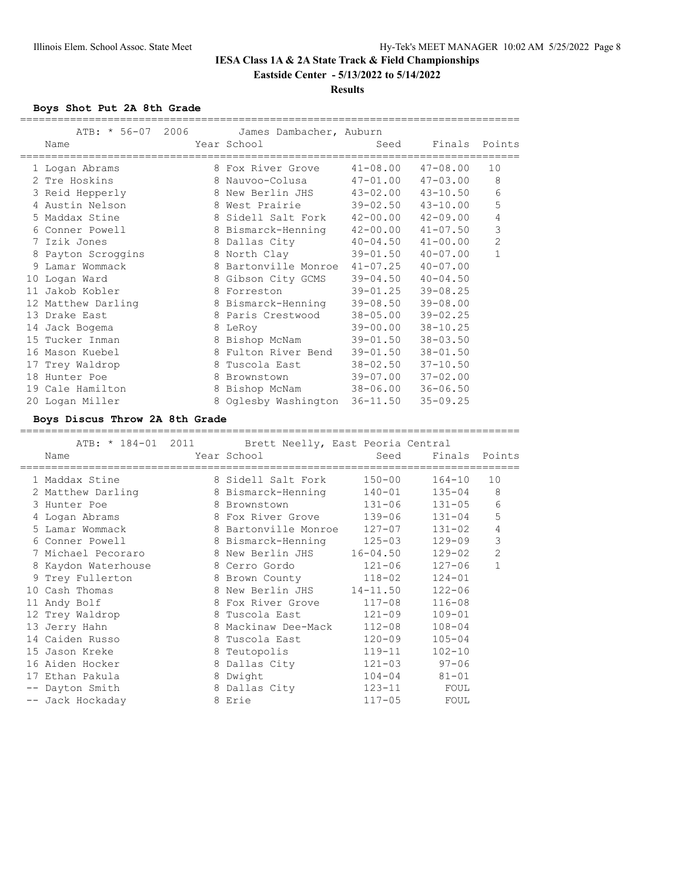# IESA Class 1A & 2A State Track & Field Championships

**Eastside Center - 5/13/2022 to 5/14/2022**

**Results**

### Boys Shot Put 2A 8th Grade

ATB: * 56-07 2006 James Dambacher, Auburn

| | Name | Year | School | Seed | Finals | Points |
|---|---|---|---|---|---|---|
| 1 | Logan Abrams | 8 | Fox River Grove | 41-08.00 | 47-08.00 | 10 |
| 2 | Tre Hoskins | 8 | Nauvoo-Colusa | 47-01.00 | 47-03.00 | 8 |
| 3 | Reid Hepperly | 8 | New Berlin JHS | 43-02.00 | 43-10.50 | 6 |
| 4 | Austin Nelson | 8 | West Prairie | 39-02.50 | 43-10.00 | 5 |
| 5 | Maddax Stine | 8 | Sidell Salt Fork | 42-00.00 | 42-09.00 | 4 |
| 6 | Conner Powell | 8 | Bismarck-Henning | 42-00.00 | 41-07.50 | 3 |
| 7 | Izik Jones | 8 | Dallas City | 40-04.50 | 41-00.00 | 2 |
| 8 | Payton Scroggins | 8 | North Clay | 39-01.50 | 40-07.00 | 1 |
| 9 | Lamar Wommack | 8 | Bartonville Monroe | 41-07.25 | 40-07.00 | |
| 10 | Logan Ward | 8 | Gibson City GCMS | 39-04.50 | 40-04.50 | |
| 11 | Jakob Kobler | 8 | Forreston | 39-01.25 | 39-08.25 | |
| 12 | Matthew Darling | 8 | Bismarck-Henning | 39-08.50 | 39-08.00 | |
| 13 | Drake East | 8 | Paris Crestwood | 38-05.00 | 39-02.25 | |
| 14 | Jack Bogema | 8 | LeRoy | 39-00.00 | 38-10.25 | |
| 15 | Tucker Inman | 8 | Bishop McNam | 39-01.50 | 38-03.50 | |
| 16 | Mason Kuebel | 8 | Fulton River Bend | 39-01.50 | 38-01.50 | |
| 17 | Trey Waldrop | 8 | Tuscola East | 38-02.50 | 37-10.50 | |
| 18 | Hunter Poe | 8 | Brownstown | 39-07.00 | 37-02.00 | |
| 19 | Cale Hamilton | 8 | Bishop McNam | 38-06.00 | 36-06.50 | |
| 20 | Logan Miller | 8 | Oglesby Washington | 36-11.50 | 35-09.25 | |

### Boys Discus Throw 2A 8th Grade

ATB: * 184-01 2011 Brett Neelly, East Peoria Central

| | Name | Year | School | Seed | Finals | Points |
|---|---|---|---|---|---|---|
| 1 | Maddax Stine | 8 | Sidell Salt Fork | 150-00 | 164-10 | 10 |
| 2 | Matthew Darling | 8 | Bismarck-Henning | 140-01 | 135-04 | 8 |
| 3 | Hunter Poe | 8 | Brownstown | 131-06 | 131-05 | 6 |
| 4 | Logan Abrams | 8 | Fox River Grove | 139-06 | 131-04 | 5 |
| 5 | Lamar Wommack | 8 | Bartonville Monroe | 127-07 | 131-02 | 4 |
| 6 | Conner Powell | 8 | Bismarck-Henning | 125-03 | 129-09 | 3 |
| 7 | Michael Pecoraro | 8 | New Berlin JHS | 16-04.50 | 129-02 | 2 |
| 8 | Kaydon Waterhouse | 8 | Cerro Gordo | 121-06 | 127-06 | 1 |
| 9 | Trey Fullerton | 8 | Brown County | 118-02 | 124-01 | |
| 10 | Cash Thomas | 8 | New Berlin JHS | 14-11.50 | 122-06 | |
| 11 | Andy Bolf | 8 | Fox River Grove | 117-08 | 116-08 | |
| 12 | Trey Waldrop | 8 | Tuscola East | 121-09 | 109-01 | |
| 13 | Jerry Hahn | 8 | Mackinaw Dee-Mack | 112-08 | 108-04 | |
| 14 | Caiden Russo | 8 | Tuscola East | 120-09 | 105-04 | |
| 15 | Jason Kreke | 8 | Teutopolis | 119-11 | 102-10 | |
| 16 | Aiden Hocker | 8 | Dallas City | 121-03 | 97-06 | |
| 17 | Ethan Pakula | 8 | Dwight | 104-04 | 81-01 | |
| -- | Dayton Smith | 8 | Dallas City | 123-11 | FOUL | |
| -- | Jack Hockaday | 8 | Erie | 117-05 | FOUL | |